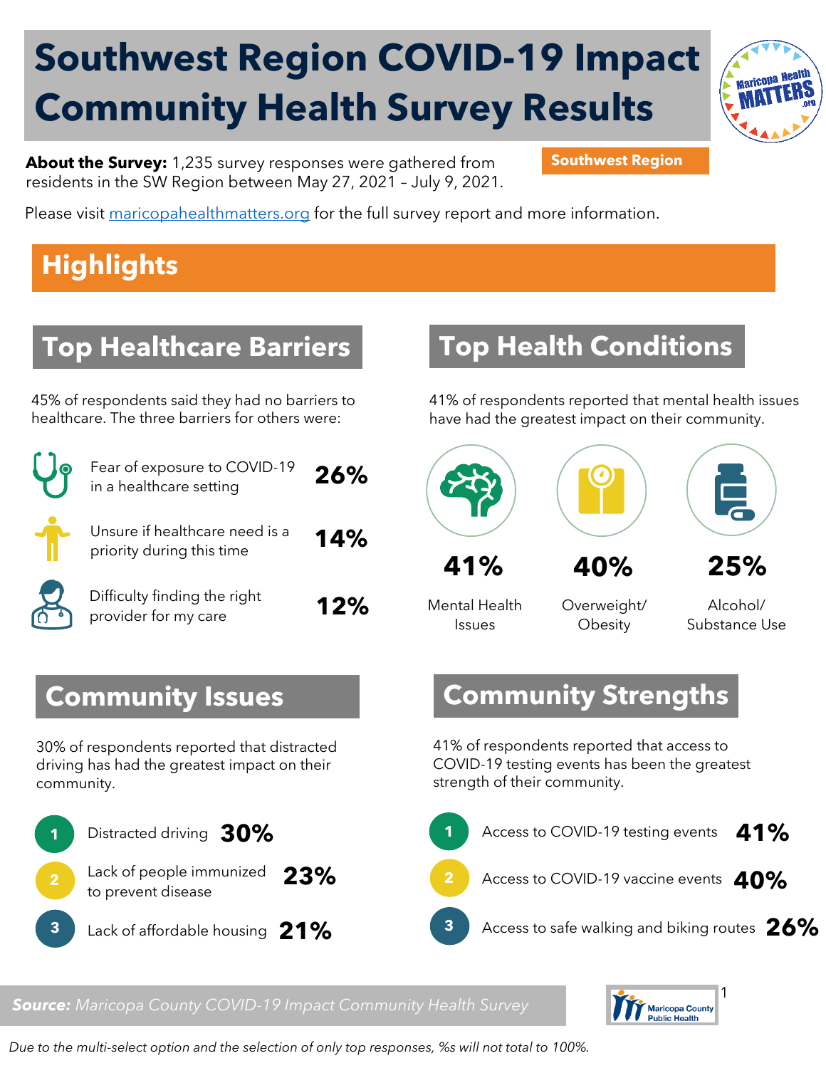# Southwest Region COVID-19 Impact Community Health Survey Results

**About the Survey:** 1,235 survey responses were gathered from residents in the SW Region between May 27, 2021 – July 9, 2021.

**Southwest Region**

Please visit maricopahealthmatters.org for the full survey report and more information.

## Highlights

### Top Healthcare Barriers

45% of respondents said they had no barriers to healthcare. The three barriers for others were:

| Barrier | % |
|---|---|
| Fear of exposure to COVID-19 in a healthcare setting | **26%** |
| Unsure if healthcare need is a priority during this time | **14%** |
| Difficulty finding the right provider for my care | **12%** |

### Top Health Conditions

41% of respondents reported that mental health issues have had the greatest impact on their community.

| Condition | % |
|---|---|
| Mental Health Issues | **41%** |
| Overweight/ Obesity | **40%** |
| Alcohol/ Substance Use | **25%** |

### Community Issues

30% of respondents reported that distracted driving has had the greatest impact on their community.

1. Distracted driving **30%**
2. Lack of people immunized to prevent disease **23%**
3. Lack of affordable housing **21%**

### Community Strengths

41% of respondents reported that access to COVID-19 testing events has been the greatest strength of their community.

1. Access to COVID-19 testing events **41%**
2. Access to COVID-19 vaccine events **40%**
3. Access to safe walking and biking routes **26%**

***Source:*** *Maricopa County COVID-19 Impact Community Health Survey*

*Due to the multi-select option and the selection of only top responses, %s will not total to 100%.*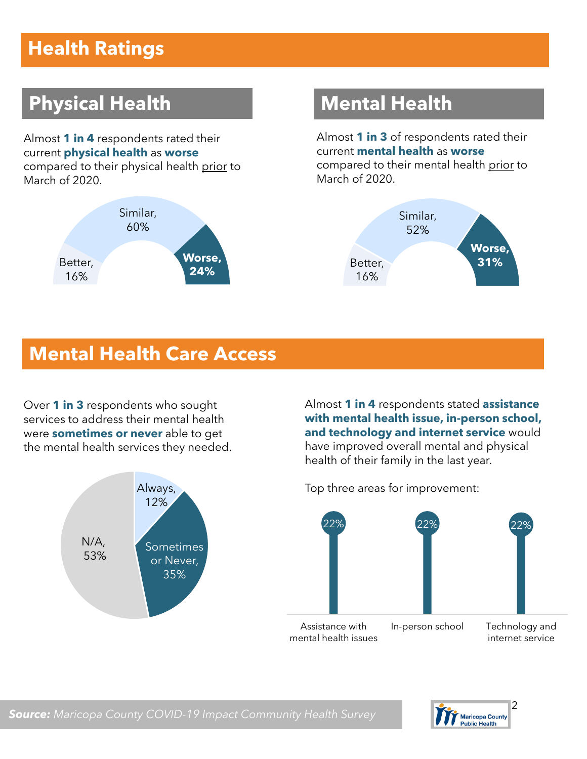# Health Ratings

## Physical Health

Almost **1 in 4** respondents rated their current **physical health** as **worse** compared to their physical health prior to March of 2020.

Better, 16%

Similar, 60%

**Worse, 24%**

## Mental Health

Almost **1 in 3** of respondents rated their current **mental health** as **worse** compared to their mental health prior to March of 2020.

Better, 16%

Similar, 52%

**Worse, 31%**

# Mental Health Care Access

Over **1 in 3** respondents who sought services to address their mental health were **sometimes or never** able to get the mental health services they needed.

Always, 12%

Sometimes or Never, 35%

N/A, 53%

Almost **1 in 4** respondents stated **assistance with mental health issue, in-person school, and technology and internet service** would have improved overall mental and physical health of their family in the last year.

Top three areas for improvement:

| Area | Percent |
| --- | --- |
| Assistance with mental health issues | 22% |
| In-person school | 22% |
| Technology and internet service | 22% |

***Source:*** *Maricopa County COVID-19 Impact Community Health Survey*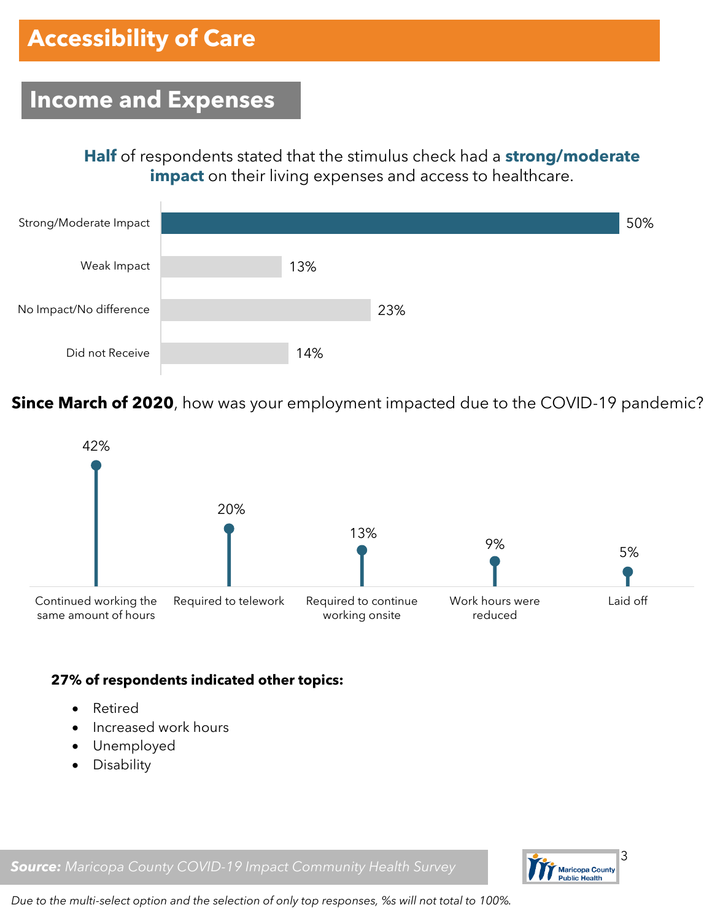# Accessibility of Care

## Income and Expenses

**Half** of respondents stated that the stimulus check had a **strong/moderate impact** on their living expenses and access to healthcare.

| Response | % |
|---|---|
| Strong/Moderate Impact | 50% |
| Weak Impact | 13% |
| No Impact/No difference | 23% |
| Did not Receive | 14% |

**Since March of 2020**, how was your employment impacted due to the COVID-19 pandemic?

| Response | % |
|---|---|
| Continued working the same amount of hours | 42% |
| Required to telework | 20% |
| Required to continue working onsite | 13% |
| Work hours were reduced | 9% |
| Laid off | 5% |

**27% of respondents indicated other topics:**

- Retired
- Increased work hours
- Unemployed
- Disability

***Source:*** *Maricopa County COVID-19 Impact Community Health Survey*

*Due to the multi-select option and the selection of only top responses, %s will not total to 100%.*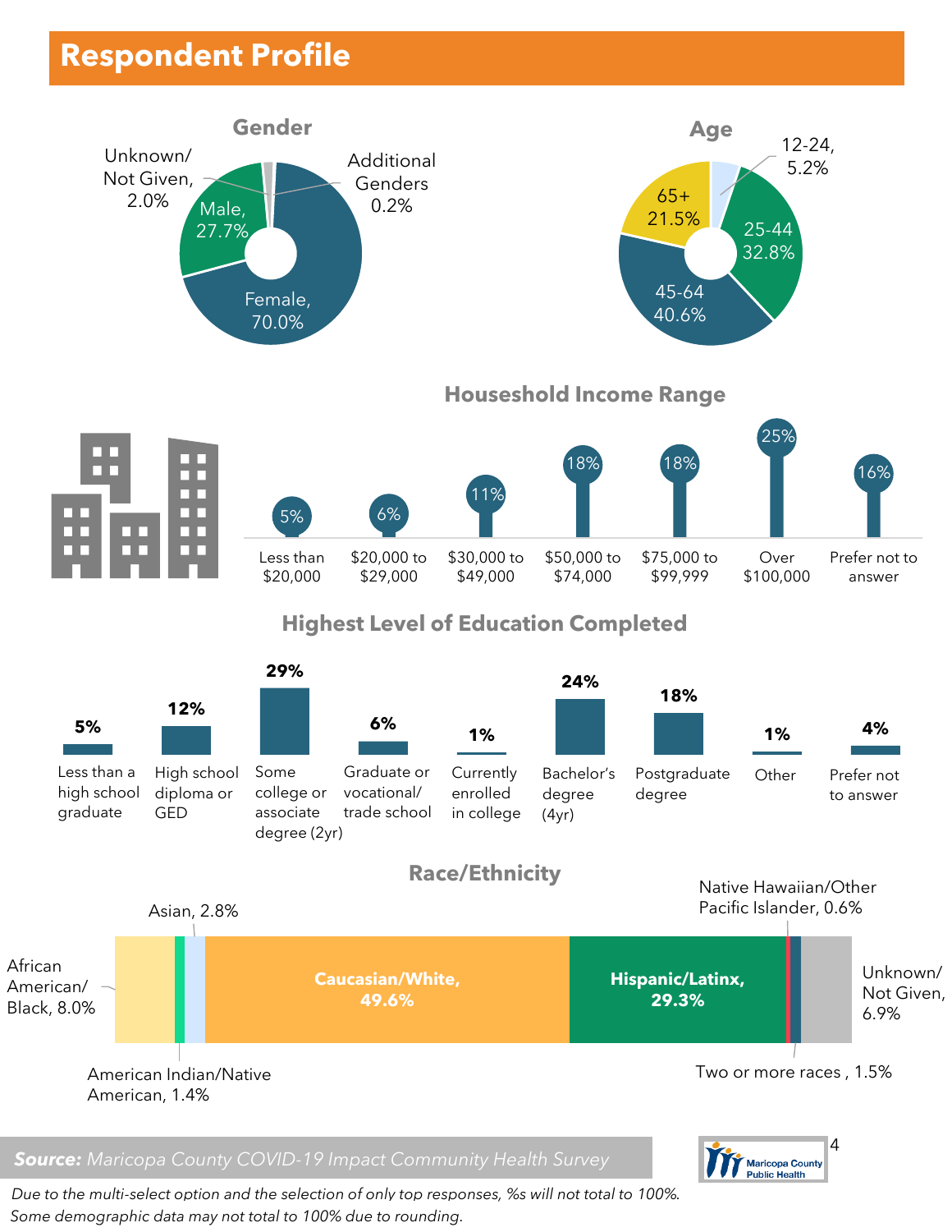# Respondent Profile

## Gender

Unknown/ Not Given, 2.0%

Additional Genders 0.2%

Male, 27.7%

Female, 70.0%

## Age

12-24, 5.2%

25-44 32.8%

45-64 40.6%

65+ 21.5%

## Household Income Range

5%
Less than $20,000

6%
$20,000 to $29,000

11%
$30,000 to $49,000

18%
$50,000 to $74,000

18%
$75,000 to $99,999

25%
Over $100,000

16%
Prefer not to answer

## Highest Level of Education Completed

5%
Less than a high school graduate

12%
High school diploma or GED

29%
Some college or associate degree (2yr)

6%
Graduate or vocational/ trade school

1%
Currently enrolled in college

24%
Bachelor's degree (4yr)

18%
Postgraduate degree

1%
Other

4%
Prefer not to answer

## Race/Ethnicity

African American/ Black, 8.0%

American Indian/Native American, 1.4%

Asian, 2.8%

Caucasian/White, 49.6%

Hispanic/Latinx, 29.3%

Native Hawaiian/Other Pacific Islander, 0.6%

Two or more races , 1.5%

Unknown/ Not Given, 6.9%

***Source:*** *Maricopa County COVID-19 Impact Community Health Survey*

Maricopa County Public Health

*Due to the multi-select option and the selection of only top responses, %s will not total to 100%.*
*Some demographic data may not total to 100% due to rounding.*